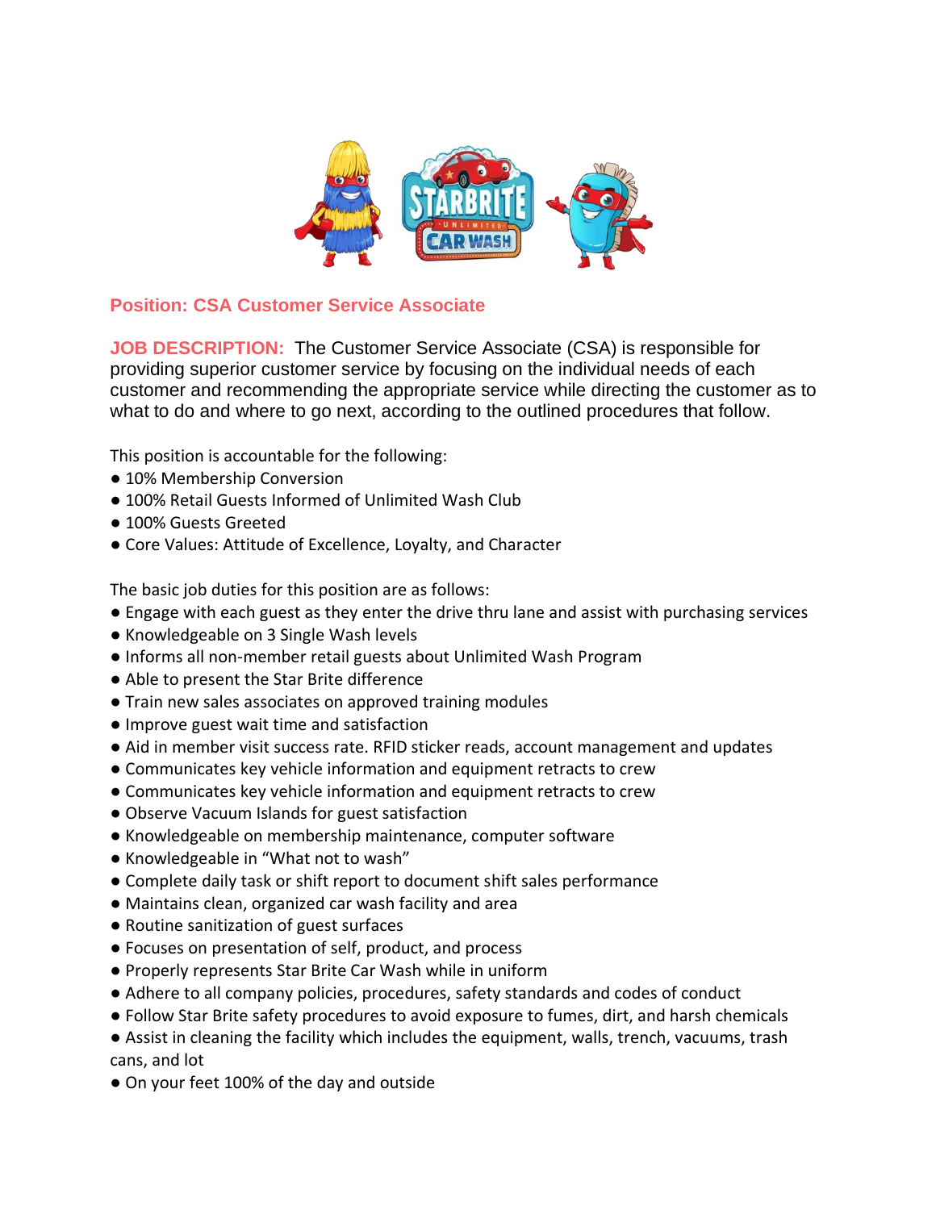## Position: CSA Customer Service Associate

**JOB DESCRIPTION:** The Customer Service Associate (CSA) is responsible for providing superior customer service by focusing on the individual needs of each customer and recommending the appropriate service while directing the customer as to what to do and where to go next, according to the outlined procedures that follow.

This position is accountable for the following:

- 10% Membership Conversion
- 100% Retail Guests Informed of Unlimited Wash Club
- 100% Guests Greeted
- Core Values: Attitude of Excellence, Loyalty, and Character

The basic job duties for this position are as follows:

- Engage with each guest as they enter the drive thru lane and assist with purchasing services
- Knowledgeable on 3 Single Wash levels
- Informs all non-member retail guests about Unlimited Wash Program
- Able to present the Star Brite difference
- Train new sales associates on approved training modules
- Improve guest wait time and satisfaction
- Aid in member visit success rate. RFID sticker reads, account management and updates
- Communicates key vehicle information and equipment retracts to crew
- Communicates key vehicle information and equipment retracts to crew
- Observe Vacuum Islands for guest satisfaction
- Knowledgeable on membership maintenance, computer software
- Knowledgeable in "What not to wash"
- Complete daily task or shift report to document shift sales performance
- Maintains clean, organized car wash facility and area
- Routine sanitization of guest surfaces
- Focuses on presentation of self, product, and process
- Properly represents Star Brite Car Wash while in uniform
- Adhere to all company policies, procedures, safety standards and codes of conduct
- Follow Star Brite safety procedures to avoid exposure to fumes, dirt, and harsh chemicals
- Assist in cleaning the facility which includes the equipment, walls, trench, vacuums, trash cans, and lot
- On your feet 100% of the day and outside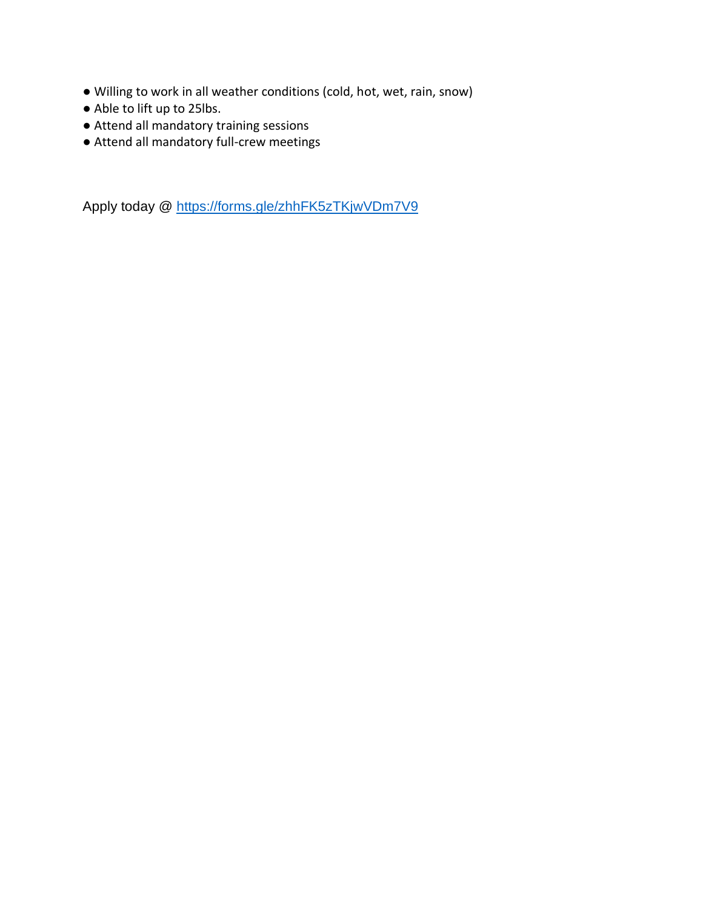- Willing to work in all weather conditions (cold, hot, wet, rain, snow)
- Able to lift up to 25lbs.
- Attend all mandatory training sessions
- Attend all mandatory full-crew meetings

Apply today @ [https://forms.gle/zhhFK5zTKjwVDm7V9](https://forms.gle/zhhFK5zTKjwVDm7V9)